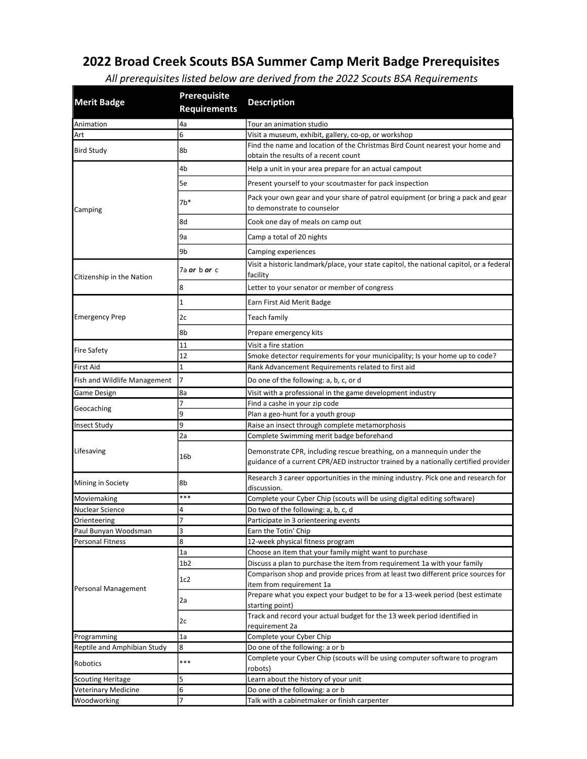# 2022 Broad Creek Scouts BSA Summer Camp Merit Badge Prerequisites

*All prerequisites listed below are derived from the 2022 Scouts BSA Requirements*

| Merit Badge | Prerequisite Requirements | Description |
|---|---|---|
| Animation | 4a | Tour an animation studio |
| Art | 6 | Visit a museum, exhibit, gallery, co-op, or workshop |
| Bird Study | 8b | Find the name and location of the Christmas Bird Count nearest your home and obtain the results of a recent count |
| Camping | 4b | Help a unit in your area prepare for an actual campout |
| | 5e | Present yourself to your scoutmaster for pack inspection |
| | 7b* | Pack your own gear and your share of patrol equipment (or bring a pack and gear to demonstrate to counselor |
| | 8d | Cook one day of meals on camp out |
| | 9a | Camp a total of 20 nights |
| | 9b | Camping experiences |
| Citizenship in the Nation | 7a ***or*** b ***or*** c | Visit a historic landmark/place, your state capitol, the national capitol, or a federal facility |
| | 8 | Letter to your senator or member of congress |
| Emergency Prep | 1 | Earn First Aid Merit Badge |
| | 2c | Teach family |
| | 8b | Prepare emergency kits |
| Fire Safety | 11 | Visit a fire station |
| | 12 | Smoke detector requirements for your municipality; Is your home up to code? |
| First Aid | 1 | Rank Advancement Requirements related to first aid |
| Fish and Wildlife Management | 7 | Do one of the following: a, b, c, or d |
| Game Design | 8a | Visit with a professional in the game development industry |
| Geocaching | 7 | Find a cashe in your zip code |
| | 9 | Plan a geo-hunt for a youth group |
| Insect Study | 9 | Raise an insect through complete metamorphosis |
| Lifesaving | 2a | Complete Swimming merit badge beforehand |
| | 16b | Demonstrate CPR, including rescue breathing, on a mannequin under the guidance of a current CPR/AED instructor trained by a nationally certified provider |
| Mining in Society | 8b | Research 3 career opportunities in the mining industry. Pick one and research for discussion. |
| Moviemaking | *** | Complete your Cyber Chip (scouts will be using digital editing software) |
| Nuclear Science | 4 | Do two of the following: a, b, c, d |
| Orienteering | 7 | Participate in 3 orienteering events |
| Paul Bunyan Woodsman | 3 | Earn the Totin' Chip |
| Personal Fitness | 8 | 12-week physical fitness program |
| Personal Management | 1a | Choose an item that your family might want to purchase |
| | 1b2 | Discuss a plan to purchase the item from requirement 1a with your family |
| | 1c2 | Comparison shop and provide prices from at least two different price sources for item from requirement 1a |
| | 2a | Prepare what you expect your budget to be for a 13-week period (best estimate starting point) |
| | 2c | Track and record your actual budget for the 13 week period identified in requirement 2a |
| Programming | 1a | Complete your Cyber Chip |
| Reptile and Amphibian Study | 8 | Do one of the following: a or b |
| Robotics | *** | Complete your Cyber Chip (scouts will be using computer software to program robots) |
| Scouting Heritage | 5 | Learn about the history of your unit |
| Veterinary Medicine | 6 | Do one of the following: a or b |
| Woodworking | 7 | Talk with a cabinetmaker or finish carpenter |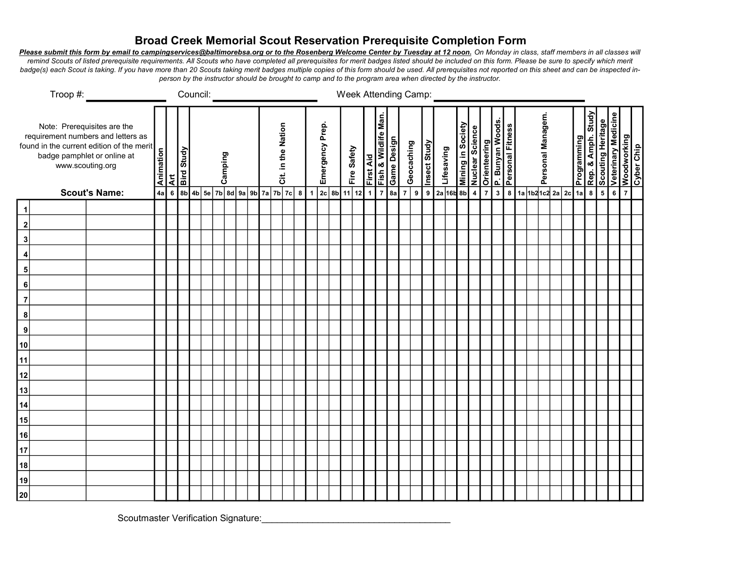# Broad Creek Memorial Scout Reservation Prerequisite Completion Form

***Please submit this form by email to campingservices@baltimorebsa.org or to the Rosenberg Welcome Center by Tuesday at 12 noon.*** *On Monday in class, staff members in all classes will remind Scouts of listed prerequisite requirements. All Scouts who have completed all prerequisites for merit badges listed should be included on this form. Please be sure to specify which merit badge(s) each Scout is taking. If you have more than 20 Scouts taking merit badges multiple copies of this form should be used. All prerequisites not reported on this sheet and can be inspected in-person by the instructor should be brought to camp and to the program area when directed by the instructor.*

Troop #: ______________ Council: ____________________ Week Attending Camp: ______________________________

Note: Prerequisites are the requirement numbers and letters as found in the current edition of the merit badge pamphlet or online at www.scouting.org

| | | | Animation | Art | Bird Study | Camping | | | | | | Cit. in the Nation | | | | Emergency Prep. | | | Fire Safety | | First Aid | Fish & Wildlife Man. | Game Design | Geocaching | | Insect Study | Lifesaving | | Mining in Society | Nuclear Science | Orienteering | P. Bunyan Woods. | Personal Fitness | Personal Managem. | | | | | Programming | Rep. & Amph. Study | Scouting Heritage | Veterinary Medicine | Woodworking | Cyber Chip |
|---|---|---|---|---|---|---|---|---|---|---|---|---|---|---|---|---|---|---|---|---|---|---|---|---|---|---|---|---|---|---|---|---|---|---|---|---|---|---|---|---|---|---|---|---|
| | Scout's Name: | | 4a | 6 | 8b | 4b | 5e | 7b | 8d | 9a | 9b | 7a | 7b | 7c | 8 | 1 | 2c | 8b | 11 | 12 | 1 | 7 | 8a | 7 | 9 | 9 | 2a | 16b | 8b | 4 | 7 | 3 | 8 | 1a | 1b2 | 1c2 | 2a | 2c | 1a | 8 | 5 | 6 | 7 | |
| 1 | | | | | | | | | | | | | | | | | | | | | | | | | | | | | | | | | | | | | | | | | | | | |
| 2 | | | | | | | | | | | | | | | | | | | | | | | | | | | | | | | | | | | | | | | | | | | | |
| 3 | | | | | | | | | | | | | | | | | | | | | | | | | | | | | | | | | | | | | | | | | | | | |
| 4 | | | | | | | | | | | | | | | | | | | | | | | | | | | | | | | | | | | | | | | | | | | | |
| 5 | | | | | | | | | | | | | | | | | | | | | | | | | | | | | | | | | | | | | | | | | | | | |
| 6 | | | | | | | | | | | | | | | | | | | | | | | | | | | | | | | | | | | | | | | | | | | | |
| 7 | | | | | | | | | | | | | | | | | | | | | | | | | | | | | | | | | | | | | | | | | | | | |
| 8 | | | | | | | | | | | | | | | | | | | | | | | | | | | | | | | | | | | | | | | | | | | | |
| 9 | | | | | | | | | | | | | | | | | | | | | | | | | | | | | | | | | | | | | | | | | | | | |
| 10 | | | | | | | | | | | | | | | | | | | | | | | | | | | | | | | | | | | | | | | | | | | | |
| 11 | | | | | | | | | | | | | | | | | | | | | | | | | | | | | | | | | | | | | | | | | | | | |
| 12 | | | | | | | | | | | | | | | | | | | | | | | | | | | | | | | | | | | | | | | | | | | | |
| 13 | | | | | | | | | | | | | | | | | | | | | | | | | | | | | | | | | | | | | | | | | | | | |
| 14 | | | | | | | | | | | | | | | | | | | | | | | | | | | | | | | | | | | | | | | | | | | | |
| 15 | | | | | | | | | | | | | | | | | | | | | | | | | | | | | | | | | | | | | | | | | | | | |
| 16 | | | | | | | | | | | | | | | | | | | | | | | | | | | | | | | | | | | | | | | | | | | | |
| 17 | | | | | | | | | | | | | | | | | | | | | | | | | | | | | | | | | | | | | | | | | | | | |
| 18 | | | | | | | | | | | | | | | | | | | | | | | | | | | | | | | | | | | | | | | | | | | | |
| 19 | | | | | | | | | | | | | | | | | | | | | | | | | | | | | | | | | | | | | | | | | | | | |
| 20 | | | | | | | | | | | | | | | | | | | | | | | | | | | | | | | | | | | | | | | | | | | | |

Scoutmaster Verification Signature:____________________________________